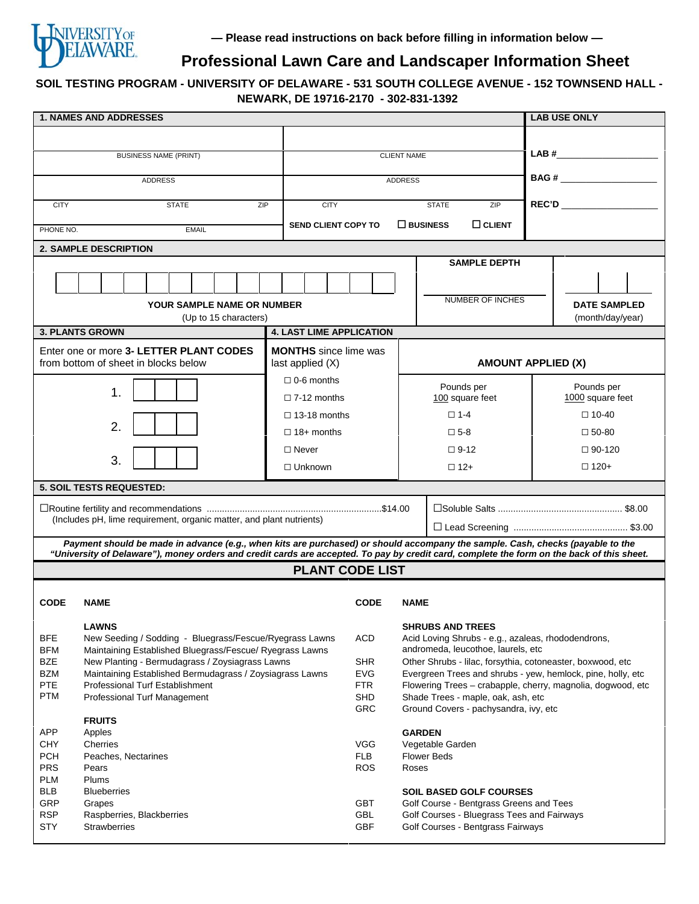University of Delaware

**— Please read instructions on back before filling in information below —**

# Professional Lawn Care and Landscaper Information Sheet

**SOIL TESTING PROGRAM - UNIVERSITY OF DELAWARE - 531 SOUTH COLLEGE AVENUE - 152 TOWNSEND HALL - NEWARK, DE 19716-2170 - 302-831-1392**

## 1. NAMES AND ADDRESSES

| | | LAB USE ONLY |
|---|---|---|
| BUSINESS NAME (PRINT) | CLIENT NAME | LAB # ____________ |
| ADDRESS | ADDRESS | BAG # ____________ |
| CITY / STATE / ZIP | CITY / STATE / ZIP | REC'D ____________ |
| PHONE NO. / EMAIL | SEND CLIENT COPY TO ☐ BUSINESS ☐ CLIENT | |

## 2. SAMPLE DESCRIPTION

| YOUR SAMPLE NAME OR NUMBER (Up to 15 characters) | SAMPLE DEPTH | DATE SAMPLED (month/day/year) |
|---|---|---|
| | NUMBER OF INCHES | |

## 3. PLANTS GROWN

Enter one or more **3- LETTER PLANT CODES** from bottom of sheet in blocks below

1. ___
2. ___
3. ___

## 4. LAST LIME APPLICATION

| **MONTHS** since lime was last applied (X) | **AMOUNT APPLIED (X)** Pounds per 100 square feet | Pounds per 1000 square feet |
|---|---|---|
| ☐ 0-6 months | ☐ 1-4 | ☐ 10-40 |
| ☐ 7-12 months | ☐ 5-8 | ☐ 50-80 |
| ☐ 13-18 months | ☐ 9-12 | ☐ 90-120 |
| ☐ 18+ months | ☐ 12+ | ☐ 120+ |
| ☐ Never | | |
| ☐ Unknown | | |

## 5. SOIL TESTS REQUESTED:

- ☐ Routine fertility and recommendations .................. $14.00
  (Includes pH, lime requirement, organic matter, and plant nutrients)
- ☐ Soluble Salts .................. $8.00
- ☐ Lead Screening .................. $3.00

***Payment should be made in advance (e.g., when kits are purchased) or should accompany the sample. Cash, checks (payable to the "University of Delaware"), money orders and credit cards are accepted. To pay by credit card, complete the form on the back of this sheet.***

## PLANT CODE LIST

| CODE | NAME |
|---|---|
| | **LAWNS** |
| BFE | New Seeding / Sodding - Bluegrass/Fescue/Ryegrass Lawns |
| BFM | Maintaining Established Bluegrass/Fescue/ Ryegrass Lawns |
| BZE | New Planting - Bermudagrass / Zoysiagrass Lawns |
| BZM | Maintaining Established Bermudagrass / Zoysiagrass Lawns |
| PTE | Professional Turf Establishment |
| PTM | Professional Turf Management |
| | **FRUITS** |
| APP | Apples |
| CHY | Cherries |
| PCH | Peaches, Nectarines |
| PRS | Pears |
| PLM | Plums |
| BLB | Blueberries |
| GRP | Grapes |
| RSP | Raspberries, Blackberries |
| STY | Strawberries |
| | **SHRUBS AND TREES** |
| ACD | Acid Loving Shrubs - e.g., azaleas, rhododendrons, andromeda, leucothoe, laurels, etc |
| SHR | Other Shrubs - lilac, forsythia, cotoneaster, boxwood, etc |
| EVG | Evergreen Trees and shrubs - yew, hemlock, pine, holly, etc |
| FTR | Flowering Trees – crabapple, cherry, magnolia, dogwood, etc |
| SHD | Shade Trees - maple, oak, ash, etc |
| GRC | Ground Covers - pachysandra, ivy, etc |
| | **GARDEN** |
| VGG | Vegetable Garden |
| FLB | Flower Beds |
| ROS | Roses |
| | **SOIL BASED GOLF COURSES** |
| GBT | Golf Course - Bentgrass Greens and Tees |
| GBL | Golf Courses - Bluegrass Tees and Fairways |
| GBF | Golf Courses - Bentgrass Fairways |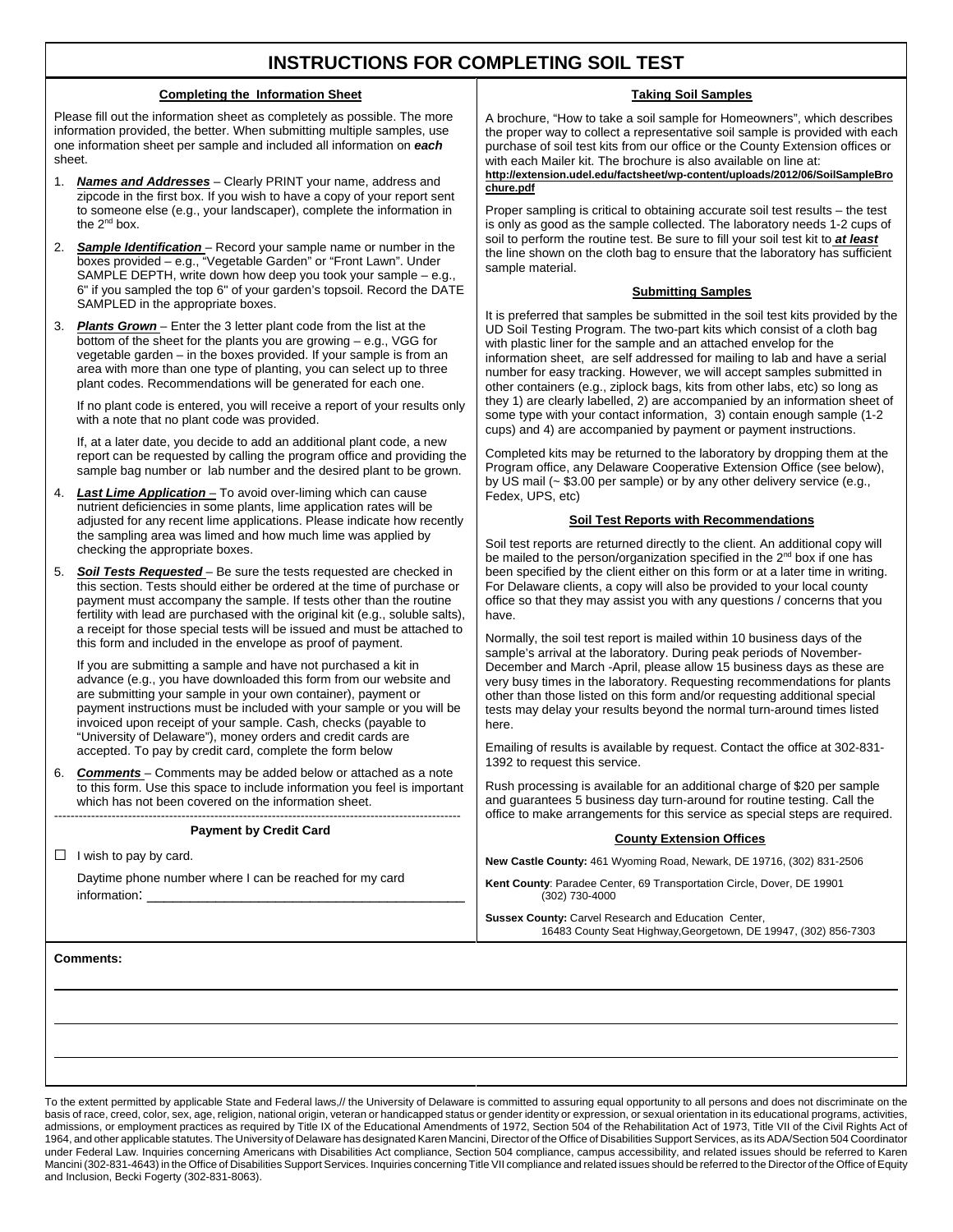# INSTRUCTIONS FOR COMPLETING SOIL TEST

### Completing the Information Sheet

Please fill out the information sheet as completely as possible. The more information provided, the better. When submitting multiple samples, use one information sheet per sample and included all information on ***each*** sheet.

1. ***Names and Addresses*** – Clearly PRINT your name, address and zipcode in the first box. If you wish to have a copy of your report sent to someone else (e.g., your landscaper), complete the information in the 2nd box.
2. ***Sample Identification*** – Record your sample name or number in the boxes provided – e.g., "Vegetable Garden" or "Front Lawn". Under SAMPLE DEPTH, write down how deep you took your sample – e.g., 6" if you sampled the top 6" of your garden's topsoil. Record the DATE SAMPLED in the appropriate boxes.
3. ***Plants Grown*** – Enter the 3 letter plant code from the list at the bottom of the sheet for the plants you are growing – e.g., VGG for vegetable garden – in the boxes provided. If your sample is from an area with more than one type of planting, you can select up to three plant codes. Recommendations will be generated for each one.

   If no plant code is entered, you will receive a report of your results only with a note that no plant code was provided.

   If, at a later date, you decide to add an additional plant code, a new report can be requested by calling the program office and providing the sample bag number or lab number and the desired plant to be grown.
4. ***Last Lime Application*** – To avoid over-liming which can cause nutrient deficiencies in some plants, lime application rates will be adjusted for any recent lime applications. Please indicate how recently the sampling area was limed and how much lime was applied by checking the appropriate boxes.
5. ***Soil Tests Requested*** – Be sure the tests requested are checked in this section. Tests should either be ordered at the time of purchase or payment must accompany the sample. If tests other than the routine fertility with lead are purchased with the original kit (e.g., soluble salts), a receipt for those special tests will be issued and must be attached to this form and included in the envelope as proof of payment.

   If you are submitting a sample and have not purchased a kit in advance (e.g., you have downloaded this form from our website and are submitting your sample in your own container), payment or payment instructions must be included with your sample or you will be invoiced upon receipt of your sample. Cash, checks (payable to "University of Delaware"), money orders and credit cards are accepted. To pay by credit card, complete the form below
6. ***Comments*** – Comments may be added below or attached as a note to this form. Use this space to include information you feel is important which has not been covered on the information sheet.

### Payment by Credit Card

☐ I wish to pay by card.

Daytime phone number where I can be reached for my card information: ___________________________________________

### Taking Soil Samples

A brochure, "How to take a soil sample for Homeowners", which describes the proper way to collect a representative soil sample is provided with each purchase of soil test kits from our office or the County Extension offices or with each Mailer kit. The brochure is also available on line at: **http://extension.udel.edu/factsheet/wp-content/uploads/2012/06/SoilSampleBrochure.pdf**

Proper sampling is critical to obtaining accurate soil test results – the test is only as good as the sample collected. The laboratory needs 1-2 cups of soil to perform the routine test. Be sure to fill your soil test kit to ***at least*** the line shown on the cloth bag to ensure that the laboratory has sufficient sample material.

### Submitting Samples

It is preferred that samples be submitted in the soil test kits provided by the UD Soil Testing Program. The two-part kits which consist of a cloth bag with plastic liner for the sample and an attached envelop for the information sheet, are self addressed for mailing to lab and have a serial number for easy tracking. However, we will accept samples submitted in other containers (e.g., ziplock bags, kits from other labs, etc) so long as they 1) are clearly labelled, 2) are accompanied by an information sheet of some type with your contact information, 3) contain enough sample (1-2 cups) and 4) are accompanied by payment or payment instructions.

Completed kits may be returned to the laboratory by dropping them at the Program office, any Delaware Cooperative Extension Office (see below), by US mail (~ $3.00 per sample) or by any other delivery service (e.g., Fedex, UPS, etc)

### Soil Test Reports with Recommendations

Soil test reports are returned directly to the client. An additional copy will be mailed to the person/organization specified in the 2nd box if one has been specified by the client either on this form or at a later time in writing. For Delaware clients, a copy will also be provided to your local county office so that they may assist you with any questions / concerns that you have.

Normally, the soil test report is mailed within 10 business days of the sample's arrival at the laboratory. During peak periods of November-December and March -April, please allow 15 business days as these are very busy times in the laboratory. Requesting recommendations for plants other than those listed on this form and/or requesting additional special tests may delay your results beyond the normal turn-around times listed here.

Emailing of results is available by request. Contact the office at 302-831-1392 to request this service.

Rush processing is available for an additional charge of $20 per sample and guarantees 5 business day turn-around for routine testing. Call the office to make arrangements for this service as special steps are required.

### County Extension Offices

**New Castle County:** 461 Wyoming Road, Newark, DE 19716, (302) 831-2506

**Kent County**: Paradee Center, 69 Transportation Circle, Dover, DE 19901 (302) 730-4000

**Sussex County:** Carvel Research and Education Center, 16483 County Seat Highway, Georgetown, DE 19947, (302) 856-7303

**Comments:**

To the extent permitted by applicable State and Federal laws,// the University of Delaware is committed to assuring equal opportunity to all persons and does not discriminate on the basis of race, creed, color, sex, age, religion, national origin, veteran or handicapped status or gender identity or expression, or sexual orientation in its educational programs, activities, admissions, or employment practices as required by Title IX of the Educational Amendments of 1972, Section 504 of the Rehabilitation Act of 1973, Title VII of the Civil Rights Act of 1964, and other applicable statutes. The University of Delaware has designated Karen Mancini, Director of the Office of Disabilities Support Services, as its ADA/Section 504 Coordinator under Federal Law. Inquiries concerning Americans with Disabilities Act compliance, Section 504 compliance, campus accessibility, and related issues should be referred to Karen Mancini (302-831-4643) in the Office of Disabilities Support Services. Inquiries concerning Title VII compliance and related issues should be referred to the Director of the Office of Equity and Inclusion, Becki Fogerty (302-831-8063).